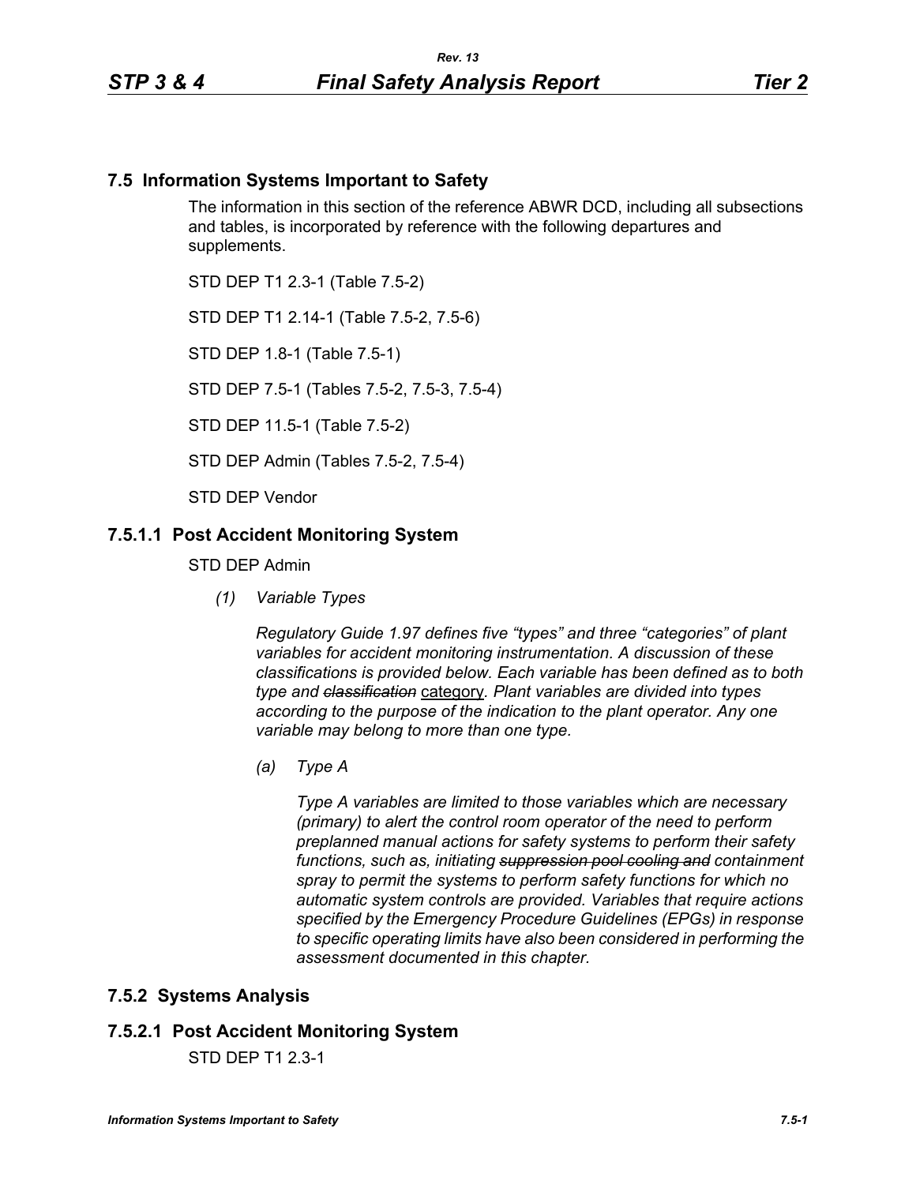## 7.5 Information Systems Important to Safety

The information in this section of the reference ABWR DCD, including all subsections and tables, is incorporated by reference with the following departures and supplements.

STD DEP T1 2.3-1 (Table 7.5-2)

STD DEP T1 2.14-1 (Table 7.5-2, 7.5-6)

STD DEP 1.8-1 (Table 7.5-1)

STD DEP 7.5-1 (Tables 7.5-2, 7.5-3, 7.5-4)

STD DEP 11.5-1 (Table 7.5-2)

STD DEP Admin (Tables 7.5-2, 7.5-4)

STD DEP Vendor

### 7.5.1.1 Post Accident Monitoring System

STD DEP Admin

*(1) Variable Types*

*Regulatory Guide 1.97 defines five "types" and three "categories" of plant variables for accident monitoring instrumentation. A discussion of these classifications is provided below. Each variable has been defined as to both type and ~~classification~~ category. Plant variables are divided into types according to the purpose of the indication to the plant operator. Any one variable may belong to more than one type.*

*(a) Type A*

*Type A variables are limited to those variables which are necessary (primary) to alert the control room operator of the need to perform preplanned manual actions for safety systems to perform their safety functions, such as, initiating ~~suppression pool cooling and~~ containment spray to permit the systems to perform safety functions for which no automatic system controls are provided. Variables that require actions specified by the Emergency Procedure Guidelines (EPGs) in response to specific operating limits have also been considered in performing the assessment documented in this chapter.*

## 7.5.2 Systems Analysis

### 7.5.2.1 Post Accident Monitoring System

STD DEP T1 2.3-1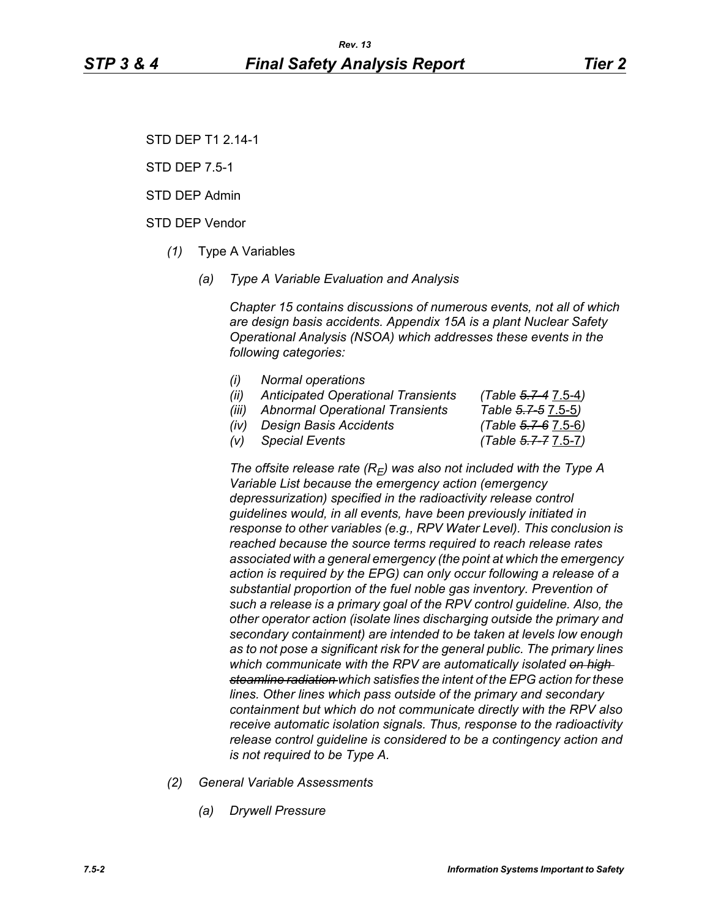STD DEP T1 2.14-1

STD DEP 7.5-1

STD DEP Admin

STD DEP Vendor

*(1)* Type A Variables

*(a) Type A Variable Evaluation and Analysis*

*Chapter 15 contains discussions of numerous events, not all of which are design basis accidents. Appendix 15A is a plant Nuclear Safety Operational Analysis (NSOA) which addresses these events in the following categories:*

*(i) Normal operations*

*(ii) Anticipated Operational Transients (Table ~~5.7-4~~ 7.5-4)*

*(iii) Abnormal Operational Transients Table ~~5.7-5~~ 7.5-5)*

*(iv) Design Basis Accidents (Table ~~5.7-6~~ 7.5-6)*

*(v) Special Events (Table ~~5.7-7~~ 7.5-7)*

*The offsite release rate ($R_E$) was also not included with the Type A Variable List because the emergency action (emergency depressurization) specified in the radioactivity release control guidelines would, in all events, have been previously initiated in response to other variables (e.g., RPV Water Level). This conclusion is reached because the source terms required to reach release rates associated with a general emergency (the point at which the emergency action is required by the EPG) can only occur following a release of a substantial proportion of the fuel noble gas inventory. Prevention of such a release is a primary goal of the RPV control guideline. Also, the other operator action (isolate lines discharging outside the primary and secondary containment) are intended to be taken at levels low enough as to not pose a significant risk for the general public. The primary lines which communicate with the RPV are automatically isolated ~~on high steamline radiation~~ which satisfies the intent of the EPG action for these lines. Other lines which pass outside of the primary and secondary containment but which do not communicate directly with the RPV also receive automatic isolation signals. Thus, response to the radioactivity release control guideline is considered to be a contingency action and is not required to be Type A.*

*(2) General Variable Assessments*

*(a) Drywell Pressure*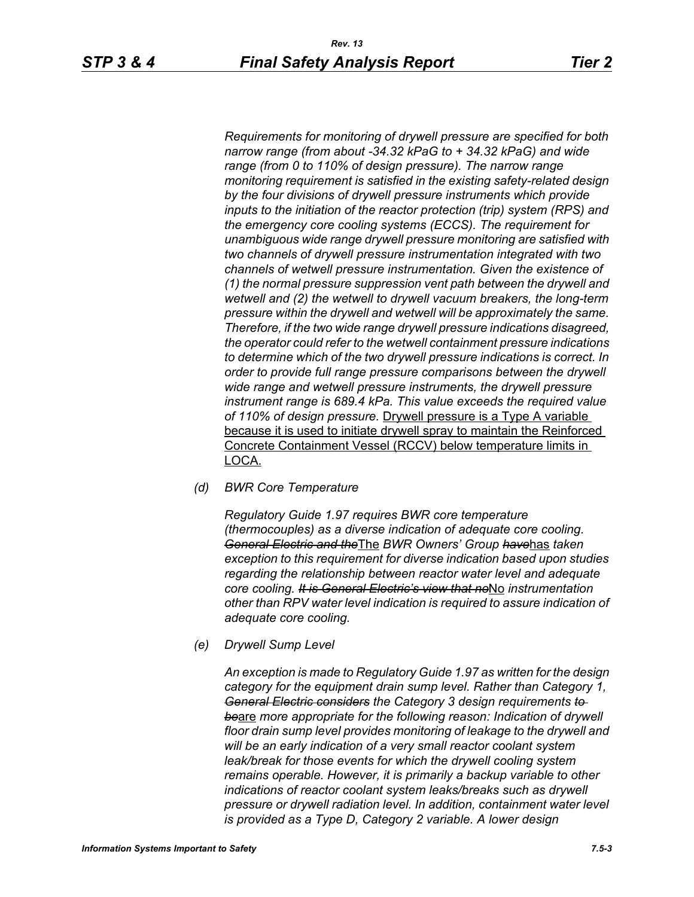*Requirements for monitoring of drywell pressure are specified for both narrow range (from about -34.32 kPaG to + 34.32 kPaG) and wide range (from 0 to 110% of design pressure). The narrow range monitoring requirement is satisfied in the existing safety-related design by the four divisions of drywell pressure instruments which provide inputs to the initiation of the reactor protection (trip) system (RPS) and the emergency core cooling systems (ECCS). The requirement for unambiguous wide range drywell pressure monitoring are satisfied with two channels of drywell pressure instrumentation integrated with two channels of wetwell pressure instrumentation. Given the existence of (1) the normal pressure suppression vent path between the drywell and wetwell and (2) the wetwell to drywell vacuum breakers, the long-term pressure within the drywell and wetwell will be approximately the same. Therefore, if the two wide range drywell pressure indications disagreed, the operator could refer to the wetwell containment pressure indications to determine which of the two drywell pressure indications is correct. In order to provide full range pressure comparisons between the drywell wide range and wetwell pressure instruments, the drywell pressure instrument range is 689.4 kPa. This value exceeds the required value of 110% of design pressure.* <u>Drywell pressure is a Type A variable because it is used to initiate drywell spray to maintain the Reinforced Concrete Containment Vessel (RCCV) below temperature limits in LOCA.</u>

*(d) BWR Core Temperature*

*Regulatory Guide 1.97 requires BWR core temperature (thermocouples) as a diverse indication of adequate core cooling.* ~~*General Electric and the*~~<u>The</u> *BWR Owners' Group* ~~*have*~~<u>has</u> *taken exception to this requirement for diverse indication based upon studies regarding the relationship between reactor water level and adequate core cooling.* ~~*It is General Electric's view that no*~~<u>No</u> *instrumentation other than RPV water level indication is required to assure indication of adequate core cooling.*

*(e) Drywell Sump Level*

*An exception is made to Regulatory Guide 1.97 as written for the design category for the equipment drain sump level. Rather than Category 1,* ~~*General Electric considers*~~ *the Category 3 design requirements* ~~*to be*~~<u>are</u> *more appropriate for the following reason: Indication of drywell floor drain sump level provides monitoring of leakage to the drywell and will be an early indication of a very small reactor coolant system leak/break for those events for which the drywell cooling system remains operable. However, it is primarily a backup variable to other indications of reactor coolant system leaks/breaks such as drywell pressure or drywell radiation level. In addition, containment water level is provided as a Type D, Category 2 variable. A lower design*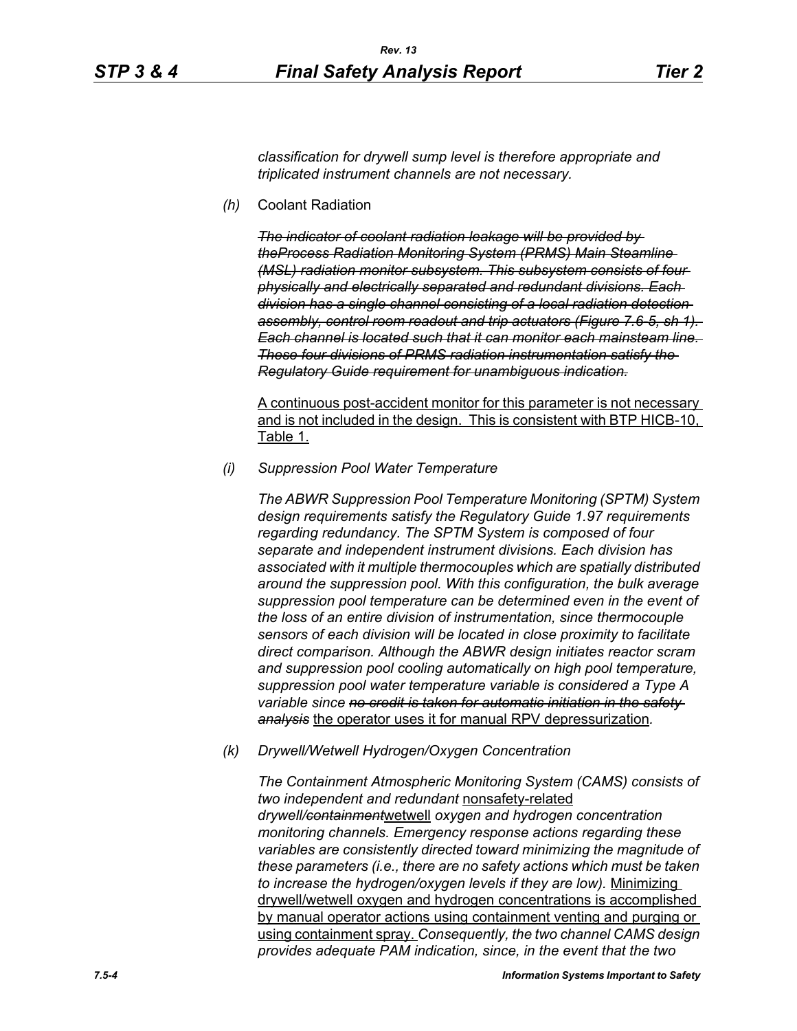*classification for drywell sump level is therefore appropriate and triplicated instrument channels are not necessary.*

*(h)* Coolant Radiation

~~*The indicator of coolant radiation leakage will be provided by theProcess Radiation Monitoring System (PRMS) Main Steamline (MSL) radiation monitor subsystem. This subsystem consists of four physically and electrically separated and redundant divisions. Each division has a single channel consisting of a local radiation detection assembly, control room readout and trip actuators (Figure 7.6-5, sh 1). Each channel is located such that it can monitor each mainsteam line. These four divisions of PRMS radiation instrumentation satisfy the Regulatory Guide requirement for unambiguous indication.*~~

<u>A continuous post-accident monitor for this parameter is not necessary and is not included in the design. This is consistent with BTP HICB-10, Table 1.</u>

*(i) Suppression Pool Water Temperature*

*The ABWR Suppression Pool Temperature Monitoring (SPTM) System design requirements satisfy the Regulatory Guide 1.97 requirements regarding redundancy. The SPTM System is composed of four separate and independent instrument divisions. Each division has associated with it multiple thermocouples which are spatially distributed around the suppression pool. With this configuration, the bulk average suppression pool temperature can be determined even in the event of the loss of an entire division of instrumentation, since thermocouple sensors of each division will be located in close proximity to facilitate direct comparison. Although the ABWR design initiates reactor scram and suppression pool cooling automatically on high pool temperature, suppression pool water temperature variable is considered a Type A variable since ~~no credit is taken for automatic initiation in the safety analysis~~* <u>the operator uses it for manual RPV depressurization</u>*.*

*(k) Drywell/Wetwell Hydrogen/Oxygen Concentration*

*The Containment Atmospheric Monitoring System (CAMS) consists of two independent and redundant* <u>nonsafety-related</u> *drywell/~~containment~~*<u>wetwell</u> *oxygen and hydrogen concentration monitoring channels. Emergency response actions regarding these variables are consistently directed toward minimizing the magnitude of these parameters (i.e., there are no safety actions which must be taken to increase the hydrogen/oxygen levels if they are low).* <u>Minimizing drywell/wetwell oxygen and hydrogen concentrations is accomplished by manual operator actions using containment venting and purging or using containment spray.</u> *Consequently, the two channel CAMS design provides adequate PAM indication, since, in the event that the two*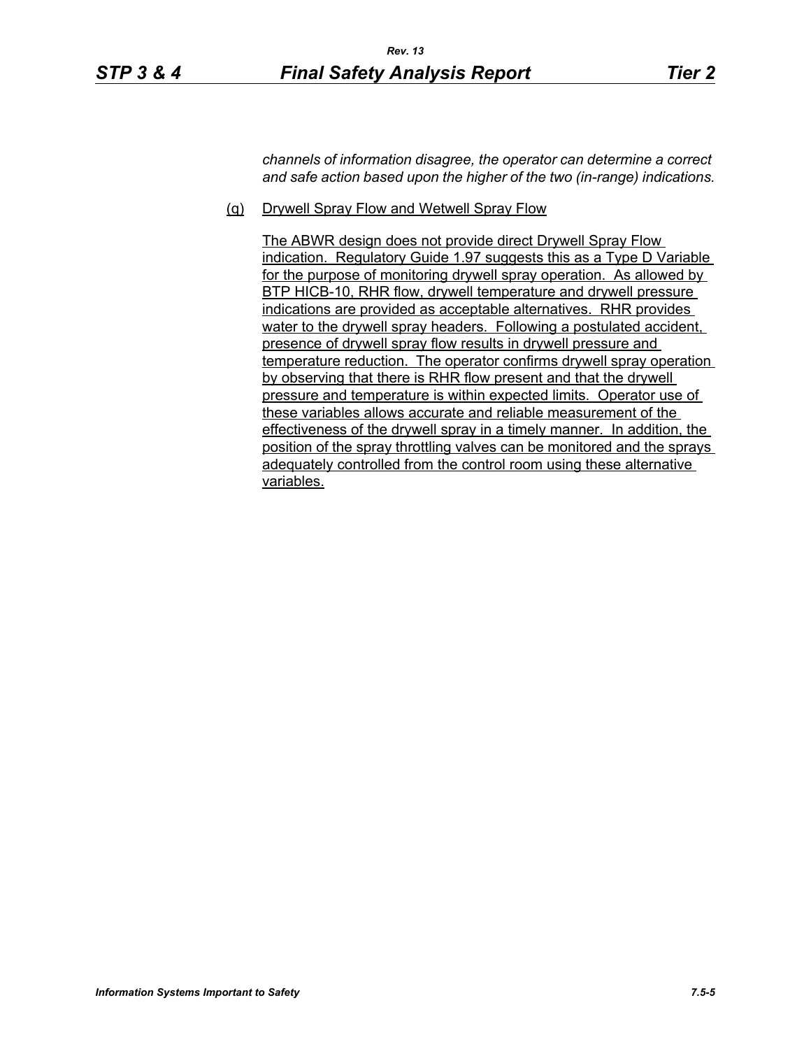*channels of information disagree, the operator can determine a correct and safe action based upon the higher of the two (in-range) indications.*

(q) Drywell Spray Flow and Wetwell Spray Flow

The ABWR design does not provide direct Drywell Spray Flow indication. Regulatory Guide 1.97 suggests this as a Type D Variable for the purpose of monitoring drywell spray operation. As allowed by BTP HICB-10, RHR flow, drywell temperature and drywell pressure indications are provided as acceptable alternatives. RHR provides water to the drywell spray headers. Following a postulated accident, presence of drywell spray flow results in drywell pressure and temperature reduction. The operator confirms drywell spray operation by observing that there is RHR flow present and that the drywell pressure and temperature is within expected limits. Operator use of these variables allows accurate and reliable measurement of the effectiveness of the drywell spray in a timely manner. In addition, the position of the spray throttling valves can be monitored and the sprays adequately controlled from the control room using these alternative variables.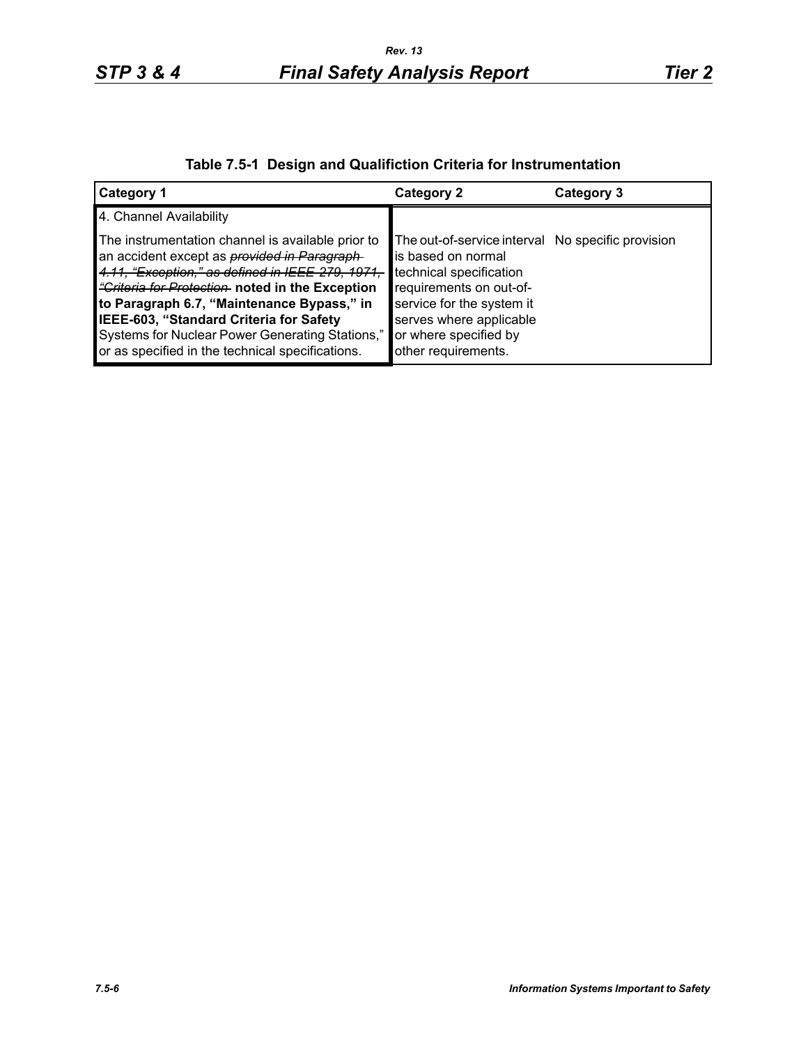**Table 7.5-1 Design and Qualifiction Criteria for Instrumentation**

| Category 1 | Category 2 | Category 3 |
|---|---|---|
| 4. Channel Availability | | |
| The instrumentation channel is available prior to an accident except as ~~*provided in Paragraph 4.11, "Exception," as defined in IEEE 279, 1971, "Criteria for Protection*~~ **noted in the Exception to Paragraph 6.7, "Maintenance Bypass," in IEEE-603, "Standard Criteria for Safety** Systems for Nuclear Power Generating Stations," or as specified in the technical specifications. | The out-of-service interval is based on normal technical specification requirements on out-of-service for the system it serves where applicable or where specified by other requirements. | No specific provision |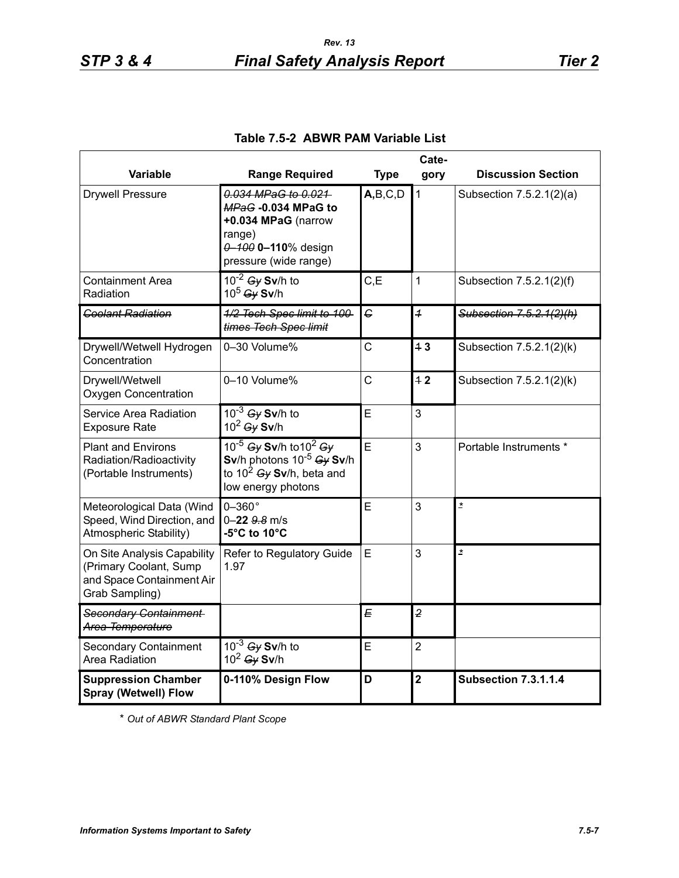**Table 7.5-2 ABWR PAM Variable List**

| Variable | Range Required | Type | Cate-gory | Discussion Section |
|---|---|---|---|---|
| Drywell Pressure | ~~0.034 MPaG to 0.021 MPaG~~ **-0.034 MPaG to +0.034 MPaG** (narrow range) ~~0–100~~ **0–110**% design pressure (wide range) | **A,**B,C,D | 1 | Subsection 7.5.2.1(2)(a) |
| Containment Area Radiation | $10^{-2}$ ~~Gy~~ **Sv**/h to $10^{5}$ ~~Gy~~ **Sv**/h | C,E | 1 | Subsection 7.5.2.1(2)(f) |
| ~~Coolant Radiation~~ | ~~1/2 Tech Spec limit to 100 times Tech Spec limit~~ | ~~C~~ | ~~1~~ | ~~Subsection 7.5.2.1(2)(h)~~ |
| Drywell/Wetwell Hydrogen Concentration | 0–30 Volume% | C | ~~1~~ **3** | Subsection 7.5.2.1(2)(k) |
| Drywell/Wetwell Oxygen Concentration | 0–10 Volume% | C | ~~1~~ **2** | Subsection 7.5.2.1(2)(k) |
| Service Area Radiation Exposure Rate | $10^{-3}$ ~~Gy~~ **Sv**/h to $10^{2}$ ~~Gy~~ **Sv**/h | E | 3 | |
| Plant and Environs Radiation/Radioactivity (Portable Instruments) | $10^{-5}$ ~~Gy~~ **Sv**/h to $10^{2}$ ~~Gy~~ **Sv**/h photons $10^{-5}$ ~~Gy~~ **Sv**/h to $10^{2}$ ~~Gy~~ **Sv**/h, beta and low energy photons | E | 3 | Portable Instruments * |
| Meteorological Data (Wind Speed, Wind Direction, and Atmospheric Stability) | 0–360° 0–**22** ~~9.8~~ m/s **-5°C to 10°C** | E | 3 | * |
| On Site Analysis Capability (Primary Coolant, Sump and Space Containment Air Grab Sampling) | Refer to Regulatory Guide 1.97 | E | 3 | * |
| ~~Secondary Containment Area Temperature~~ | | ~~E~~ | ~~2~~ | |
| Secondary Containment Area Radiation | $10^{-3}$ ~~Gy~~ **Sv**/h to $10^{2}$ ~~Gy~~ **Sv**/h | E | 2 | |
| **Suppression Chamber Spray (Wetwell) Flow** | **0-110% Design Flow** | **D** | **2** | **Subsection 7.3.1.1.4** |

\* *Out of ABWR Standard Plant Scope*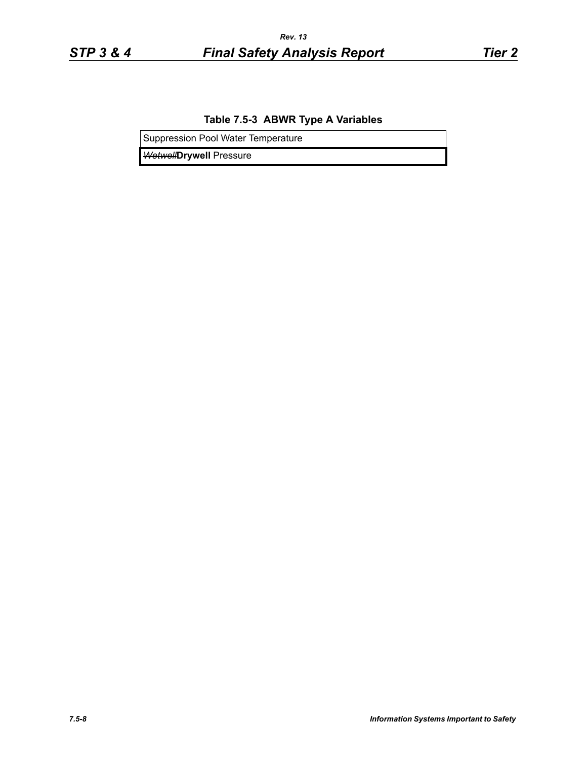**Table 7.5-3 ABWR Type A Variables**

| Suppression Pool Water Temperature |
|---|
| ~~*Wetwell*~~**Drywell** Pressure |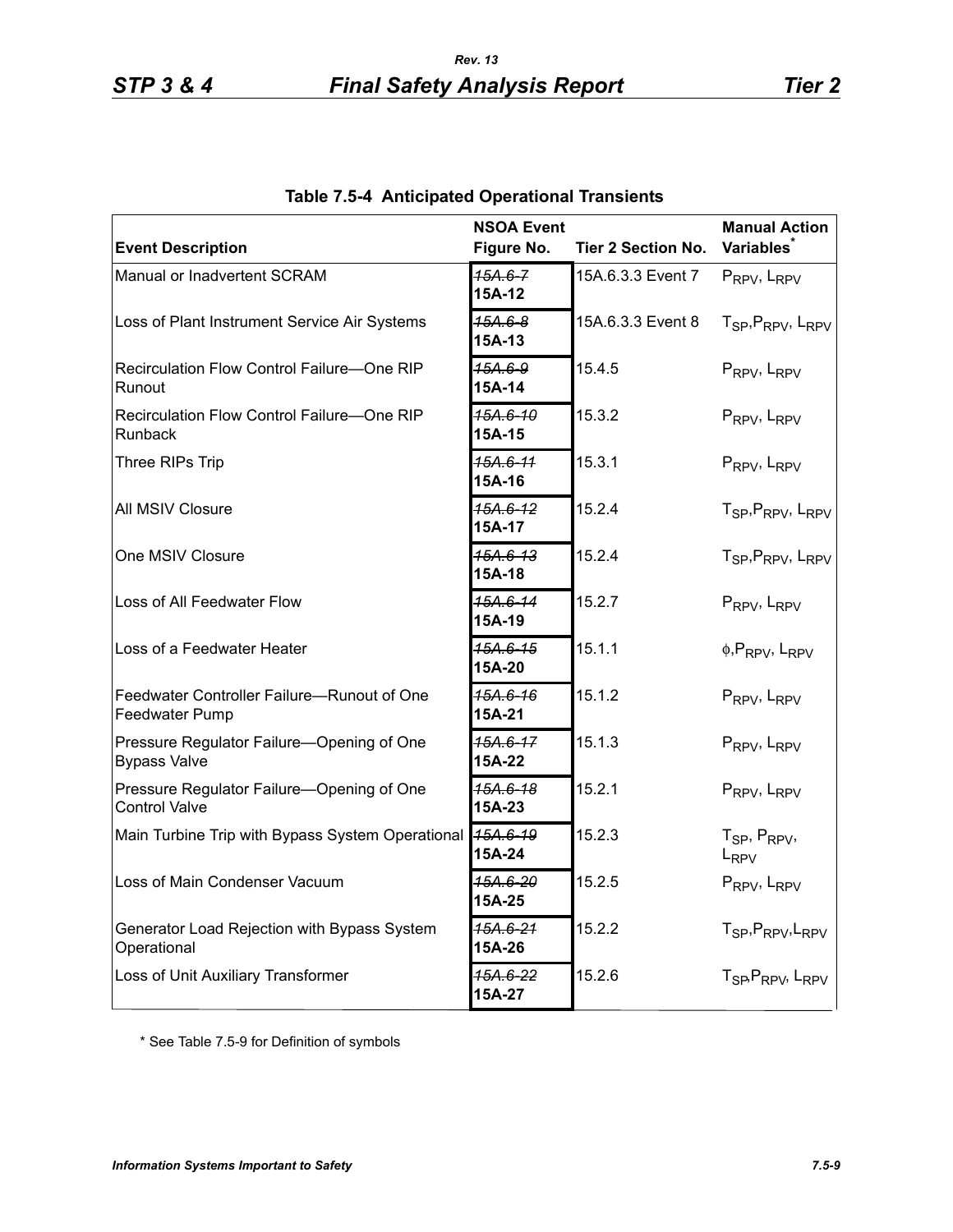**Table 7.5-4 Anticipated Operational Transients**

| Event Description | NSOA Event Figure No. | Tier 2 Section No. | Manual Action Variables* |
|---|---|---|---|
| Manual or Inadvertent SCRAM | ~~15A.6-7~~ **15A-12** | 15A.6.3.3 Event 7 | $P_{RPV}$, $L_{RPV}$ |
| Loss of Plant Instrument Service Air Systems | ~~15A.6-8~~ **15A-13** | 15A.6.3.3 Event 8 | $T_{SP}$, $P_{RPV}$, $L_{RPV}$ |
| Recirculation Flow Control Failure—One RIP Runout | ~~15A.6-9~~ **15A-14** | 15.4.5 | $P_{RPV}$, $L_{RPV}$ |
| Recirculation Flow Control Failure—One RIP Runback | ~~15A.6-10~~ **15A-15** | 15.3.2 | $P_{RPV}$, $L_{RPV}$ |
| Three RIPs Trip | ~~15A.6-11~~ **15A-16** | 15.3.1 | $P_{RPV}$, $L_{RPV}$ |
| All MSIV Closure | ~~15A.6-12~~ **15A-17** | 15.2.4 | $T_{SP}$, $P_{RPV}$, $L_{RPV}$ |
| One MSIV Closure | ~~15A.6-13~~ **15A-18** | 15.2.4 | $T_{SP}$, $P_{RPV}$, $L_{RPV}$ |
| Loss of All Feedwater Flow | ~~15A.6-14~~ **15A-19** | 15.2.7 | $P_{RPV}$, $L_{RPV}$ |
| Loss of a Feedwater Heater | ~~15A.6-15~~ **15A-20** | 15.1.1 | $\phi$, $P_{RPV}$, $L_{RPV}$ |
| Feedwater Controller Failure—Runout of One Feedwater Pump | ~~15A.6-16~~ **15A-21** | 15.1.2 | $P_{RPV}$, $L_{RPV}$ |
| Pressure Regulator Failure—Opening of One Bypass Valve | ~~15A.6-17~~ **15A-22** | 15.1.3 | $P_{RPV}$, $L_{RPV}$ |
| Pressure Regulator Failure—Opening of One Control Valve | ~~15A.6-18~~ **15A-23** | 15.2.1 | $P_{RPV}$, $L_{RPV}$ |
| Main Turbine Trip with Bypass System Operational | ~~15A.6-19~~ **15A-24** | 15.2.3 | $T_{SP}$, $P_{RPV}$, $L_{RPV}$ |
| Loss of Main Condenser Vacuum | ~~15A.6-20~~ **15A-25** | 15.2.5 | $P_{RPV}$, $L_{RPV}$ |
| Generator Load Rejection with Bypass System Operational | ~~15A.6-21~~ **15A-26** | 15.2.2 | $T_{SP}$, $P_{RPV}$, $L_{RPV}$ |
| Loss of Unit Auxiliary Transformer | ~~15A.6-22~~ **15A-27** | 15.2.6 | $T_{SP}$, $P_{RPV}$, $L_{RPV}$ |

\* See Table 7.5-9 for Definition of symbols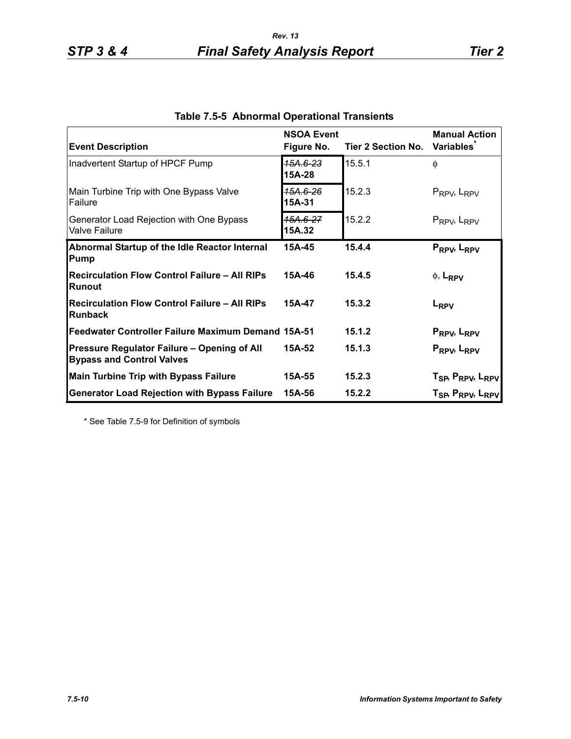**Table 7.5-5 Abnormal Operational Transients**

| Event Description | NSOA Event Figure No. | Tier 2 Section No. | Manual Action Variables* |
|---|---|---|---|
| Inadvertent Startup of HPCF Pump | ~~15A.6-23~~ **15A-28** | 15.5.1 | $\phi$ |
| Main Turbine Trip with One Bypass Valve Failure | ~~15A.6-26~~ **15A-31** | 15.2.3 | $P_{RPV}$, $L_{RPV}$ |
| Generator Load Rejection with One Bypass Valve Failure | ~~15A.6-27~~ **15A.32** | 15.2.2 | $P_{RPV}$, $L_{RPV}$ |
| **Abnormal Startup of the Idle Reactor Internal Pump** | **15A-45** | **15.4.4** | $P_{RPV}$, $L_{RPV}$ |
| **Recirculation Flow Control Failure – All RIPs Runout** | **15A-46** | **15.4.5** | $\phi$, $L_{RPV}$ |
| **Recirculation Flow Control Failure – All RIPs Runback** | **15A-47** | **15.3.2** | $L_{RPV}$ |
| **Feedwater Controller Failure Maximum Demand** | **15A-51** | **15.1.2** | $P_{RPV}$, $L_{RPV}$ |
| **Pressure Regulator Failure – Opening of All Bypass and Control Valves** | **15A-52** | **15.1.3** | $P_{RPV}$, $L_{RPV}$ |
| **Main Turbine Trip with Bypass Failure** | **15A-55** | **15.2.3** | $T_{SP}$, $P_{RPV}$, $L_{RPV}$ |
| **Generator Load Rejection with Bypass Failure** | **15A-56** | **15.2.2** | $T_{SP}$, $P_{RPV}$, $L_{RPV}$ |

\* See Table 7.5-9 for Definition of symbols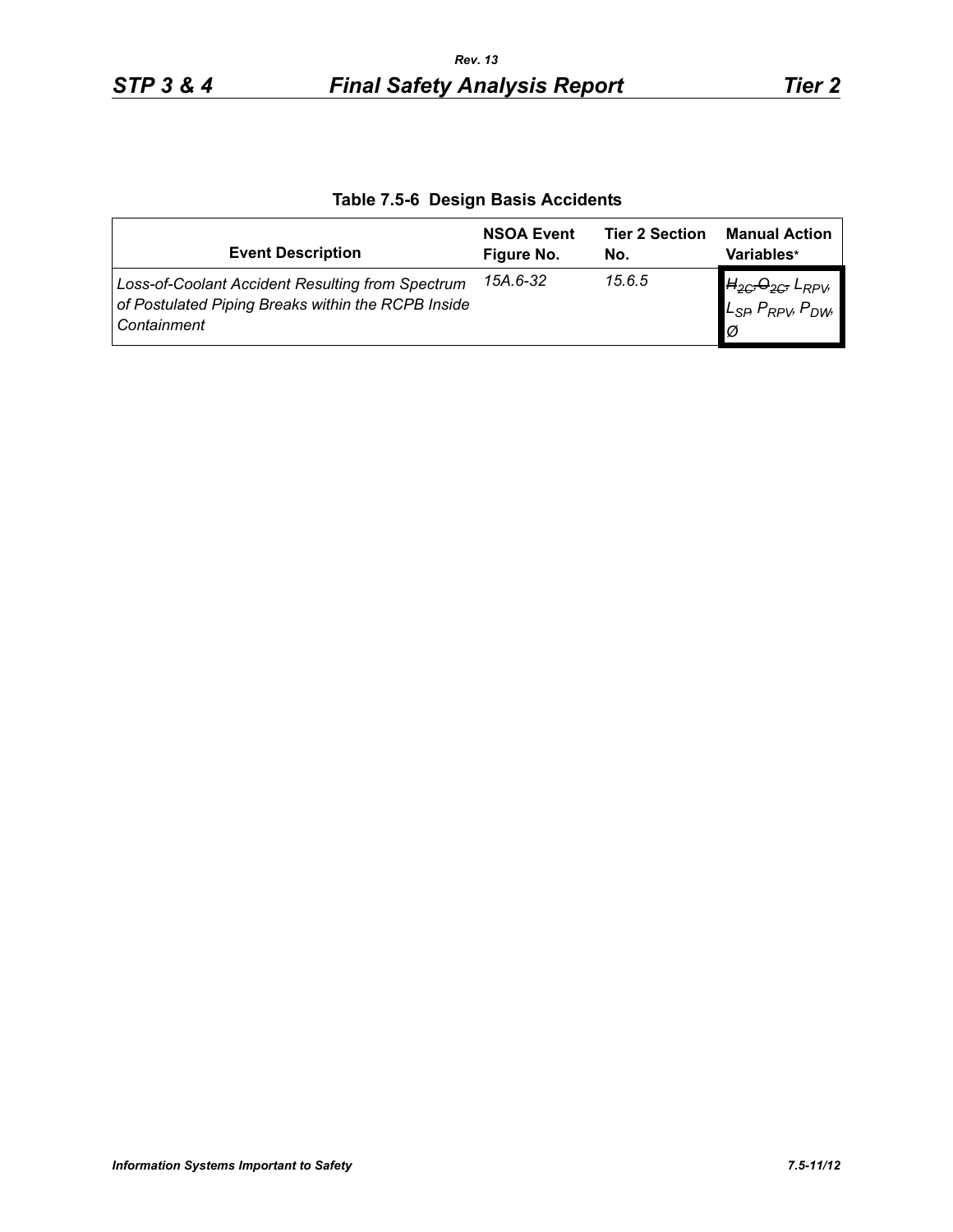**Table 7.5-6 Design Basis Accidents**

| Event Description | NSOA Event Figure No. | Tier 2 Section No. | Manual Action Variables* |
|---|---|---|---|
| *Loss-of-Coolant Accident Resulting from Spectrum of Postulated Piping Breaks within the RCPB Inside Containment* | *15A.6-32* | *15.6.5* | ~~$H_{2C}$, $O_{2C}$~~, $L_{RPV}$, $L_{SP}$, $P_{RPV}$, $P_{DW}$, Ø |